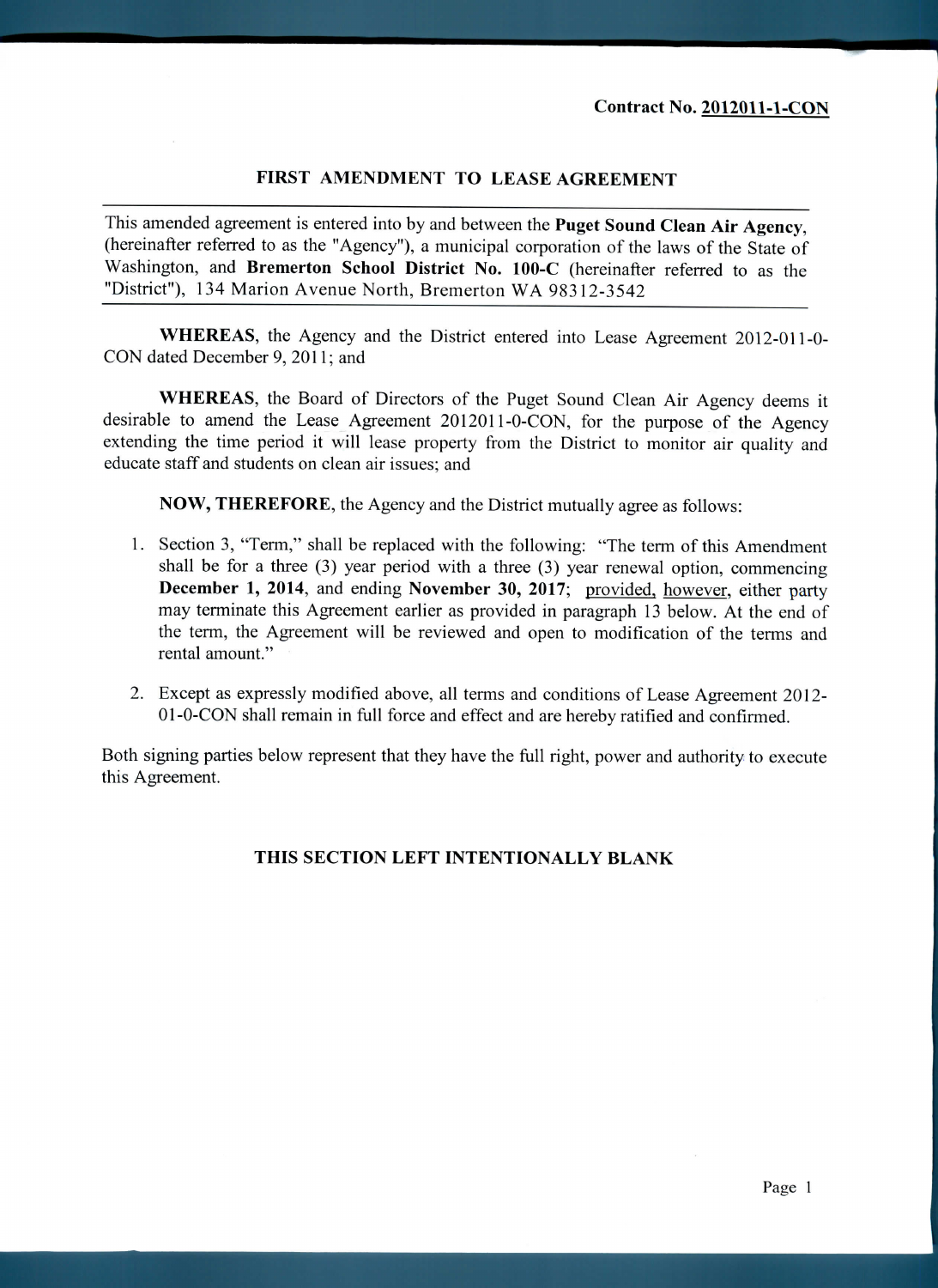Contract No. **2012011-1-CON**

## FIRST AMENDMENT TO LEASE AGREEMENT

This amended agreement is entered into by and between the **Puget Sound Clean Air Agency**, (hereinafter referred to as the "Agency"), a municipal corporation of the laws of the State of Washington, and **Bremerton School District No. 100-C** (hereinafter referred to as the "District"), 134 Marion Avenue North, Bremerton WA 98312-3542

**WHEREAS**, the Agency and the District entered into Lease Agreement 2012-011-0-CON dated December 9, 2011; and

**WHEREAS**, the Board of Directors of the Puget Sound Clean Air Agency deems it desirable to amend the Lease Agreement 2012011-0-CON, for the purpose of the Agency extending the time period it will lease property from the District to monitor air quality and educate staff and students on clean air issues; and

**NOW, THEREFORE**, the Agency and the District mutually agree as follows:

1. Section 3, "Term," shall be replaced with the following: "The term of this Amendment shall be for a three (3) year period with a three (3) year renewal option, commencing **December 1, 2014**, and ending **November 30, 2017**; provided, however, either party may terminate this Agreement earlier as provided in paragraph 13 below. At the end of the term, the Agreement will be reviewed and open to modification of the terms and rental amount."

2. Except as expressly modified above, all terms and conditions of Lease Agreement 2012-01-0-CON shall remain in full force and effect and are hereby ratified and confirmed.

Both signing parties below represent that they have the full right, power and authority to execute this Agreement.

**THIS SECTION LEFT INTENTIONALLY BLANK**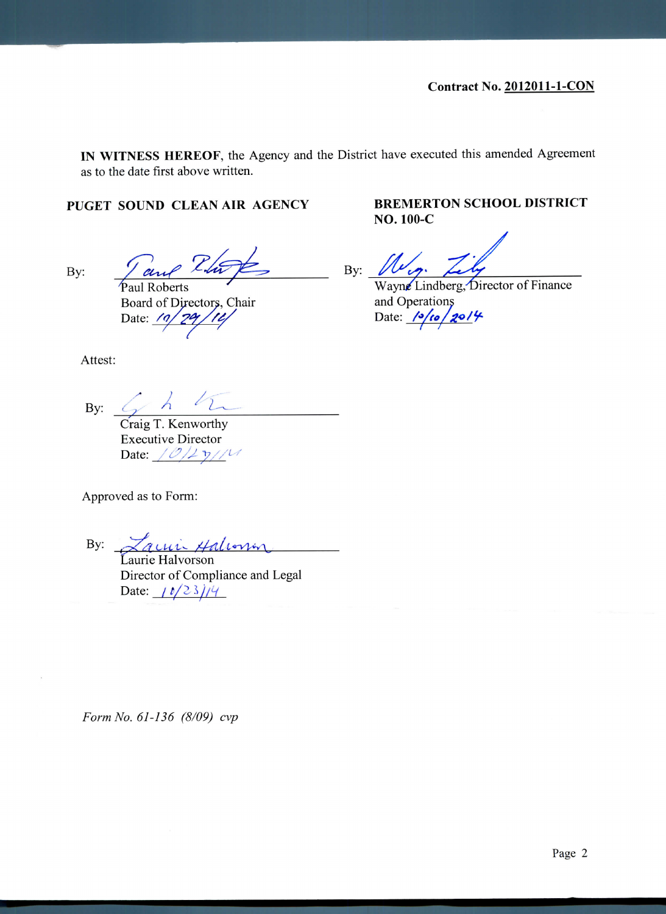**Contract No. 2012011-1-CON**

**IN WITNESS HEREOF**, the Agency and the District have executed this amended Agreement as to the date first above written.

**PUGET SOUND CLEAN AIR AGENCY**

By: ______________________
Paul Roberts
Board of Directors, Chair
Date: 10/29/14

Attest:

By: ______________________
Craig T. Kenworthy
Executive Director
Date: 10/27/14

Approved as to Form:

By: ______________________
Laurie Halvorson
Director of Compliance and Legal
Date: 10/23/14

**BREMERTON SCHOOL DISTRICT NO. 100-C**

By: ______________________
Wayne Lindberg, Director of Finance and Operations
Date: 10/10/2014

*Form No. 61-136 (8/09) cvp*